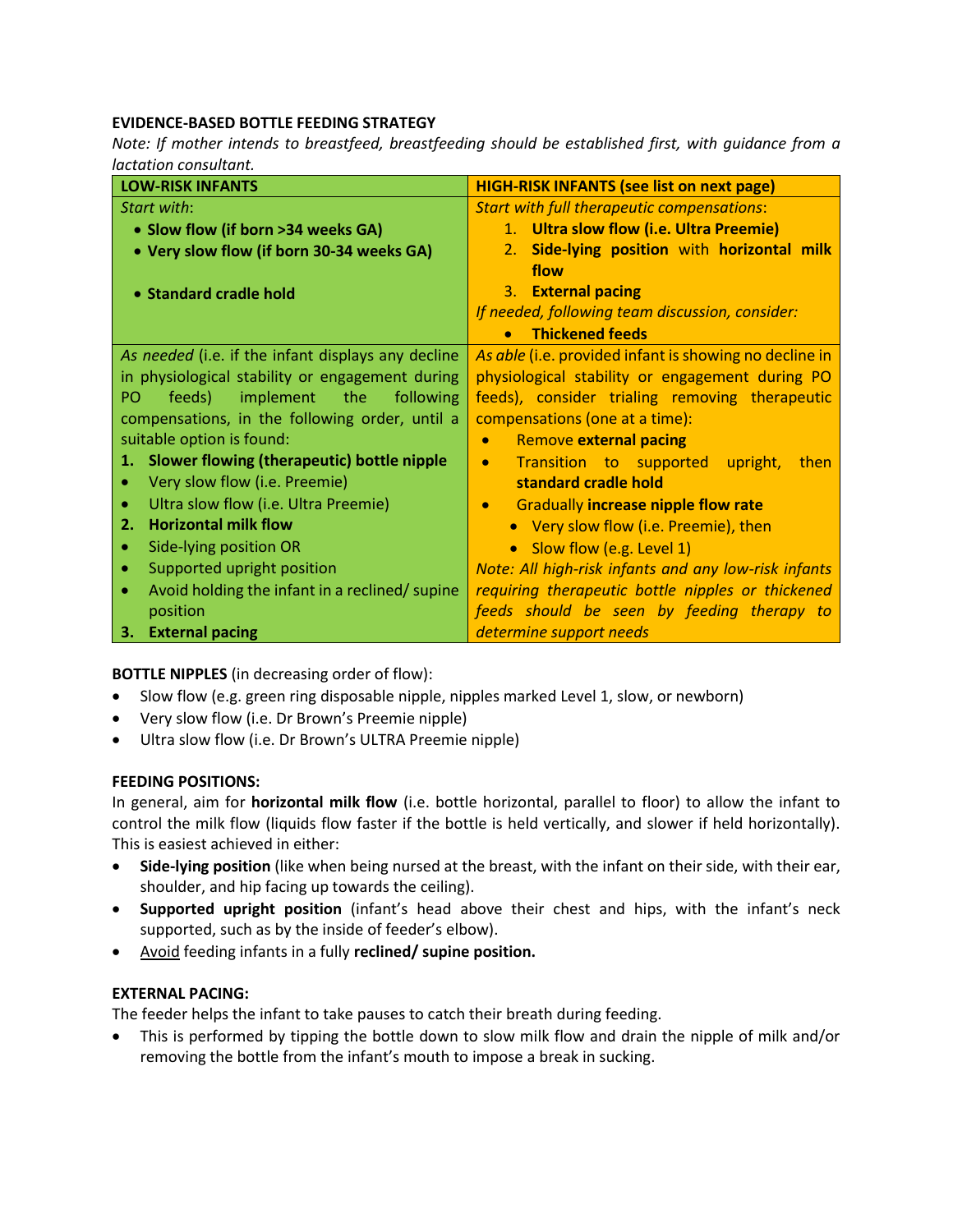**EVIDENCE-BASED BOTTLE FEEDING STRATEGY**

*Note: If mother intends to breastfeed, breastfeeding should be established first, with guidance from a lactation consultant.*

| **LOW-RISK INFANTS** | **HIGH-RISK INFANTS (see list on next page)** |
|---|---|
| *Start with*:<br>• **Slow flow (if born >34 weeks GA)**<br>• **Very slow flow (if born 30-34 weeks GA)**<br><br>• **Standard cradle hold** | *Start with full therapeutic compensations*:<br>1. **Ultra slow flow (i.e. Ultra Preemie)**<br>2. **Side-lying position** with **horizontal milk flow**<br>3. **External pacing**<br>*If needed, following team discussion, consider:*<br>• **Thickened feeds** |
| *As needed* (i.e. if the infant displays any decline in physiological stability or engagement during PO feeds) implement the following compensations, in the following order, until a suitable option is found:<br>1. **Slower flowing (therapeutic) bottle nipple**<br>• Very slow flow (i.e. Preemie)<br>• Ultra slow flow (i.e. Ultra Preemie)<br>2. **Horizontal milk flow**<br>• Side-lying position OR<br>• Supported upright position<br>• Avoid holding the infant in a reclined/ supine position<br>3. **External pacing** | *As able* (i.e. provided infant is showing no decline in physiological stability or engagement during PO feeds), consider trialing removing therapeutic compensations (one at a time):<br>• Remove **external pacing**<br>• Transition to supported upright, then **standard cradle hold**<br>• Gradually **increase nipple flow rate**<br>  • Very slow flow (i.e. Preemie), then<br>  • Slow flow (e.g. Level 1)<br>*Note: All high-risk infants and any low-risk infants requiring therapeutic bottle nipples or thickened feeds should be seen by feeding therapy to determine support needs* |

**BOTTLE NIPPLES** (in decreasing order of flow):

- Slow flow (e.g. green ring disposable nipple, nipples marked Level 1, slow, or newborn)
- Very slow flow (i.e. Dr Brown's Preemie nipple)
- Ultra slow flow (i.e. Dr Brown's ULTRA Preemie nipple)

**FEEDING POSITIONS:**

In general, aim for **horizontal milk flow** (i.e. bottle horizontal, parallel to floor) to allow the infant to control the milk flow (liquids flow faster if the bottle is held vertically, and slower if held horizontally). This is easiest achieved in either:

- **Side-lying position** (like when being nursed at the breast, with the infant on their side, with their ear, shoulder, and hip facing up towards the ceiling).
- **Supported upright position** (infant's head above their chest and hips, with the infant's neck supported, such as by the inside of feeder's elbow).
- <u>Avoid</u> feeding infants in a fully **reclined/ supine position.**

**EXTERNAL PACING:**

The feeder helps the infant to take pauses to catch their breath during feeding.

- This is performed by tipping the bottle down to slow milk flow and drain the nipple of milk and/or removing the bottle from the infant's mouth to impose a break in sucking.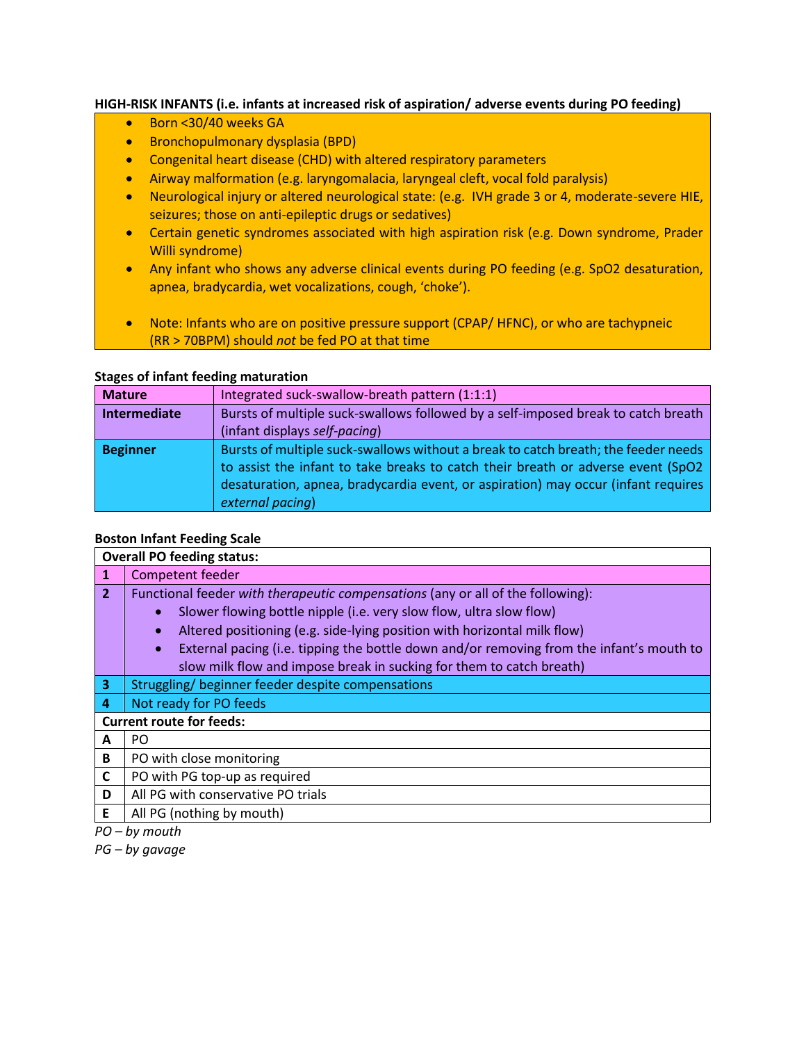**HIGH-RISK INFANTS (i.e. infants at increased risk of aspiration/ adverse events during PO feeding)**

- Born <30/40 weeks GA
- Bronchopulmonary dysplasia (BPD)
- Congenital heart disease (CHD) with altered respiratory parameters
- Airway malformation (e.g. laryngomalacia, laryngeal cleft, vocal fold paralysis)
- Neurological injury or altered neurological state: (e.g. IVH grade 3 or 4, moderate-severe HIE, seizures; those on anti-epileptic drugs or sedatives)
- Certain genetic syndromes associated with high aspiration risk (e.g. Down syndrome, Prader Willi syndrome)
- Any infant who shows any adverse clinical events during PO feeding (e.g. SpO2 desaturation, apnea, bradycardia, wet vocalizations, cough, 'choke').
- Note: Infants who are on positive pressure support (CPAP/ HFNC), or who are tachypneic (RR > 70BPM) should *not* be fed PO at that time

**Stages of infant feeding maturation**

| | |
|---|---|
| **Mature** | Integrated suck-swallow-breath pattern (1:1:1) |
| **Intermediate** | Bursts of multiple suck-swallows followed by a self-imposed break to catch breath (infant displays *self-pacing*) |
| **Beginner** | Bursts of multiple suck-swallows without a break to catch breath; the feeder needs to assist the infant to take breaks to catch their breath or adverse event (SpO2 desaturation, apnea, bradycardia event, or aspiration) may occur (infant requires *external pacing*) |

**Boston Infant Feeding Scale**

| **Overall PO feeding status:** | |
|---|---|
| **1** | Competent feeder |
| **2** | Functional feeder *with therapeutic compensations* (any or all of the following):<br>• Slower flowing bottle nipple (i.e. very slow flow, ultra slow flow)<br>• Altered positioning (e.g. side-lying position with horizontal milk flow)<br>• External pacing (i.e. tipping the bottle down and/or removing from the infant's mouth to slow milk flow and impose break in sucking for them to catch breath) |
| **3** | Struggling/ beginner feeder despite compensations |
| **4** | Not ready for PO feeds |
| **Current route for feeds:** | |
| **A** | PO |
| **B** | PO with close monitoring |
| **C** | PO with PG top-up as required |
| **D** | All PG with conservative PO trials |
| **E** | All PG (nothing by mouth) |

*PO – by mouth*
*PG – by gavage*